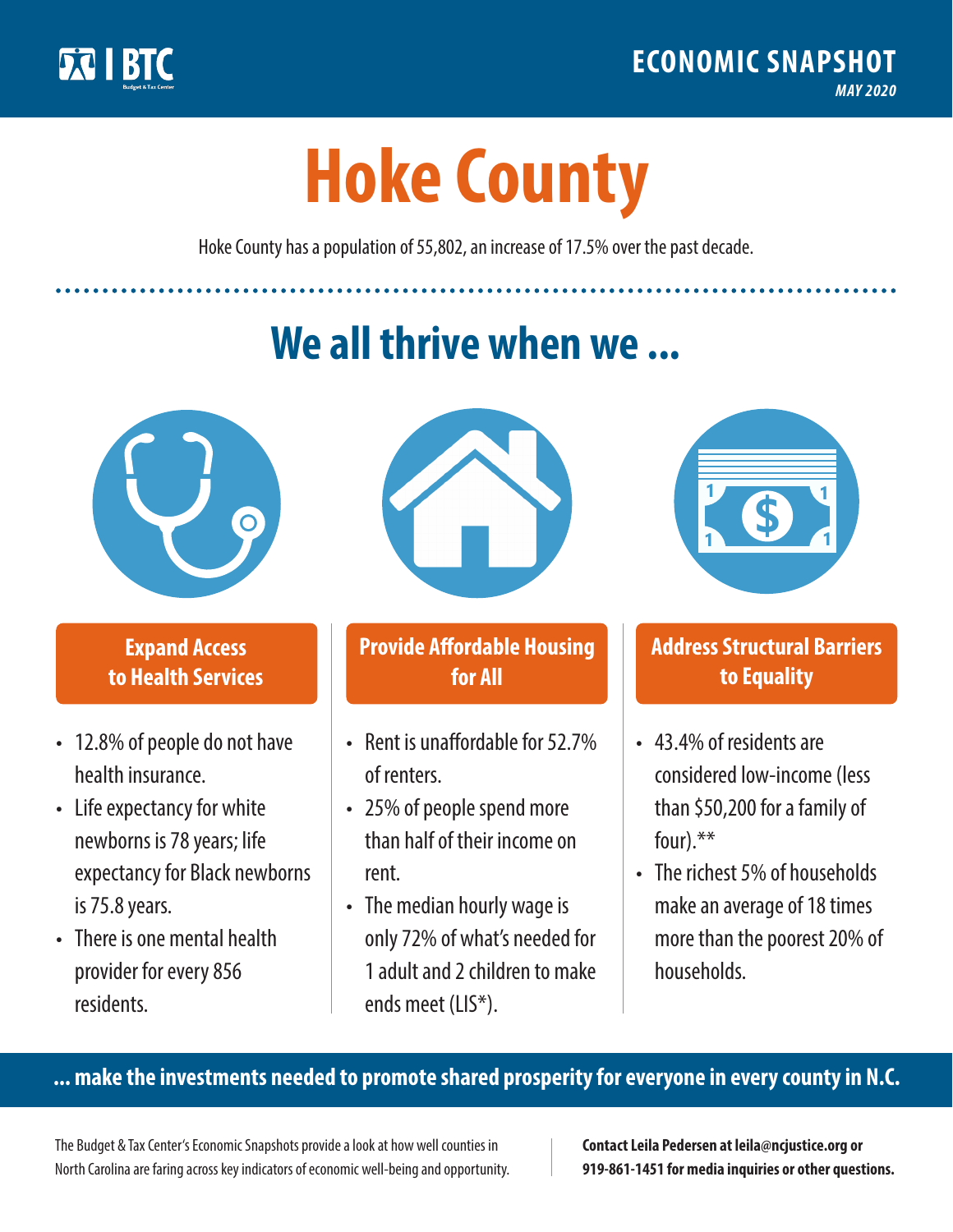BTC Budget & Tax Center

ECONOMIC SNAPSHOT

*MAY 2020*

# Hoke County

Hoke County has a population of 55,802, an increase of 17.5% over the past decade.

## We all thrive when we ...

### Expand Access to Health Services

- 12.8% of people do not have health insurance.
- Life expectancy for white newborns is 78 years; life expectancy for Black newborns is 75.8 years.
- There is one mental health provider for every 856 residents.

### Provide Affordable Housing for All

- Rent is unaffordable for 52.7% of renters.
- 25% of people spend more than half of their income on rent.
- The median hourly wage is only 72% of what's needed for 1 adult and 2 children to make ends meet (LIS*).

### Address Structural Barriers to Equality

- 43.4% of residents are considered low-income (less than $50,200 for a family of four).**
- The richest 5% of households make an average of 18 times more than the poorest 20% of households.

**... make the investments needed to promote shared prosperity for everyone in every county in N.C.**

The Budget & Tax Center's Economic Snapshots provide a look at how well counties in North Carolina are faring across key indicators of economic well-being and opportunity.

**Contact Leila Pedersen at leila@ncjustice.org or 919-861-1451 for media inquiries or other questions.**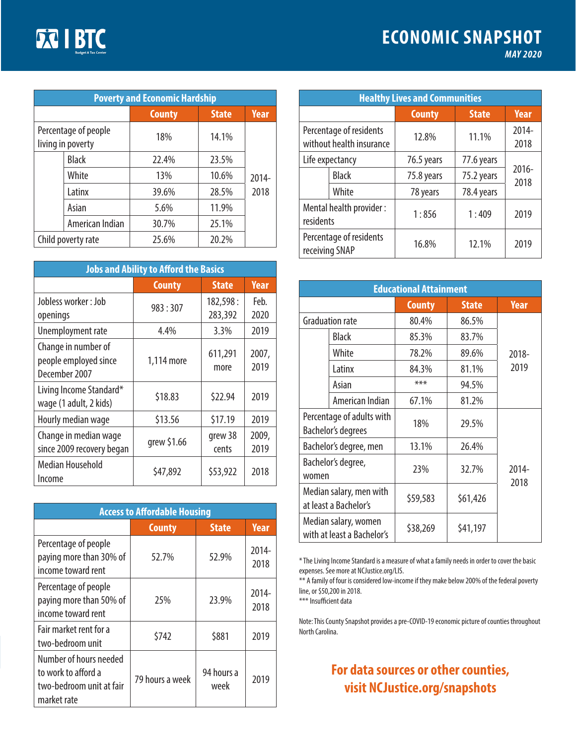# ECONOMIC SNAPSHOT

*MAY 2020*

## Poverty and Economic Hardship

| | County | State | Year |
|---|---|---|---|
| Percentage of people living in poverty | 18% | 14.1% | 2014-2018 |
| Black | 22.4% | 23.5% | |
| White | 13% | 10.6% | |
| Latinx | 39.6% | 28.5% | |
| Asian | 5.6% | 11.9% | |
| American Indian | 30.7% | 25.1% | |
| Child poverty rate | 25.6% | 20.2% | |

## Jobs and Ability to Afford the Basics

| | County | State | Year |
|---|---|---|---|
| Jobless worker : Job openings | 983 : 307 | 182,598 : 283,392 | Feb. 2020 |
| Unemployment rate | 4.4% | 3.3% | 2019 |
| Change in number of people employed since December 2007 | 1,114 more | 611,291 more | 2007, 2019 |
| Living Income Standard* wage (1 adult, 2 kids) | $18.83 | $22.94 | 2019 |
| Hourly median wage | $13.56 | $17.19 | 2019 |
| Change in median wage since 2009 recovery began | grew $1.66 | grew 38 cents | 2009, 2019 |
| Median Household Income | $47,892 | $53,922 | 2018 |

## Access to Affordable Housing

| | County | State | Year |
|---|---|---|---|
| Percentage of people paying more than 30% of income toward rent | 52.7% | 52.9% | 2014-2018 |
| Percentage of people paying more than 50% of income toward rent | 25% | 23.9% | 2014-2018 |
| Fair market rent for a two-bedroom unit | $742 | $881 | 2019 |
| Number of hours needed to work to afford a two-bedroom unit at fair market rate | 79 hours a week | 94 hours a week | 2019 |

## Healthy Lives and Communities

| | County | State | Year |
|---|---|---|---|
| Percentage of residents without health insurance | 12.8% | 11.1% | 2014-2018 |
| Life expectancy | 76.5 years | 77.6 years | 2016-2018 |
| Black | 75.8 years | 75.2 years | |
| White | 78 years | 78.4 years | |
| Mental health provider : residents | 1 : 856 | 1 : 409 | 2019 |
| Percentage of residents receiving SNAP | 16.8% | 12.1% | 2019 |

## Educational Attainment

| | County | State | Year |
|---|---|---|---|
| Graduation rate | 80.4% | 86.5% | 2018-2019 |
| Black | 85.3% | 83.7% | |
| White | 78.2% | 89.6% | |
| Latinx | 84.3% | 81.1% | |
| Asian | *** | 94.5% | |
| American Indian | 67.1% | 81.2% | |
| Percentage of adults with Bachelor's degrees | 18% | 29.5% | 2014-2018 |
| Bachelor's degree, men | 13.1% | 26.4% | |
| Bachelor's degree, women | 23% | 32.7% | |
| Median salary, men with at least a Bachelor's | $59,583 | $61,426 | |
| Median salary, women with at least a Bachelor's | $38,269 | $41,197 | |

* The Living Income Standard is a measure of what a family needs in order to cover the basic expenses. See more at NCJustice.org/LIS.

** A family of four is considered low-income if they make below 200% of the federal poverty line, or $50,200 in 2018.

*** Insufficient data

Note: This County Snapshot provides a pre-COVID-19 economic picture of counties throughout North Carolina.

**For data sources or other counties, visit NCJustice.org/snapshots**